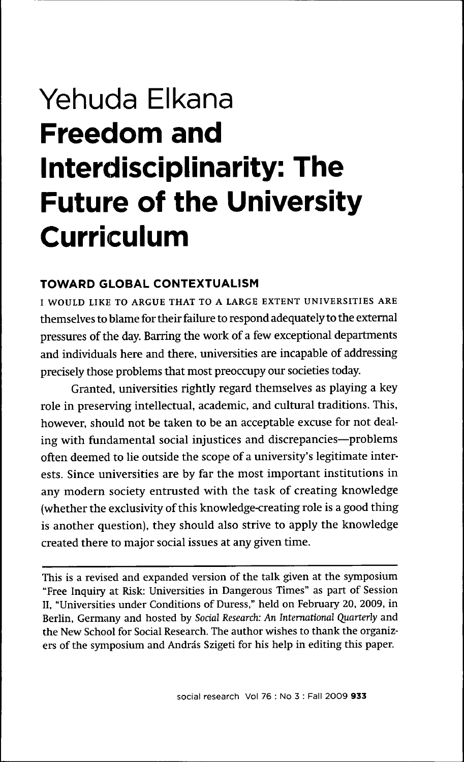# Yehuda Elkana

# **Freedom and Interdisciplinarity: The Future of the University Curriculum**

## TOWARD GLOBAL CONTEXTUALISM

I WOULD LIKE TO ARGUE THAT TO A LARGE EXTENT UNIVERSITIES ARE themselves to blame for their failure to respond adequately to the external pressures of the day. Barring the work of a few exceptional departments and individuals here and there, universities are incapable of addressing precisely those problems that most preoccupy our societies today.

Granted, universities rightly regard themselves as playing a key role in preserving intellectual, academic, and cultural traditions. This, however, should not be taken to be an acceptable excuse for not dealing with fundamental social injustices and discrepancies—problems often deemed to lie outside the scope of a university's legitimate interests. Since universities are by far the most important institutions in any modern society entrusted with the task of creating knowledge (whether the exclusivity of this knowledge-creating role is a good thing is another question), they should also strive to apply the knowledge created there to major social issues at any given time.

---

This is a revised and expanded version of the talk given at the symposium "Free Inquiry at Risk: Universities in Dangerous Times" as part of Session II, "Universities under Conditions of Duress," held on February 20, 2009, in Berlin, Germany and hosted by *Social Research: An International Quarterly* and the New School for Social Research. The author wishes to thank the organizers of the symposium and András Szigeti for his help in editing this paper.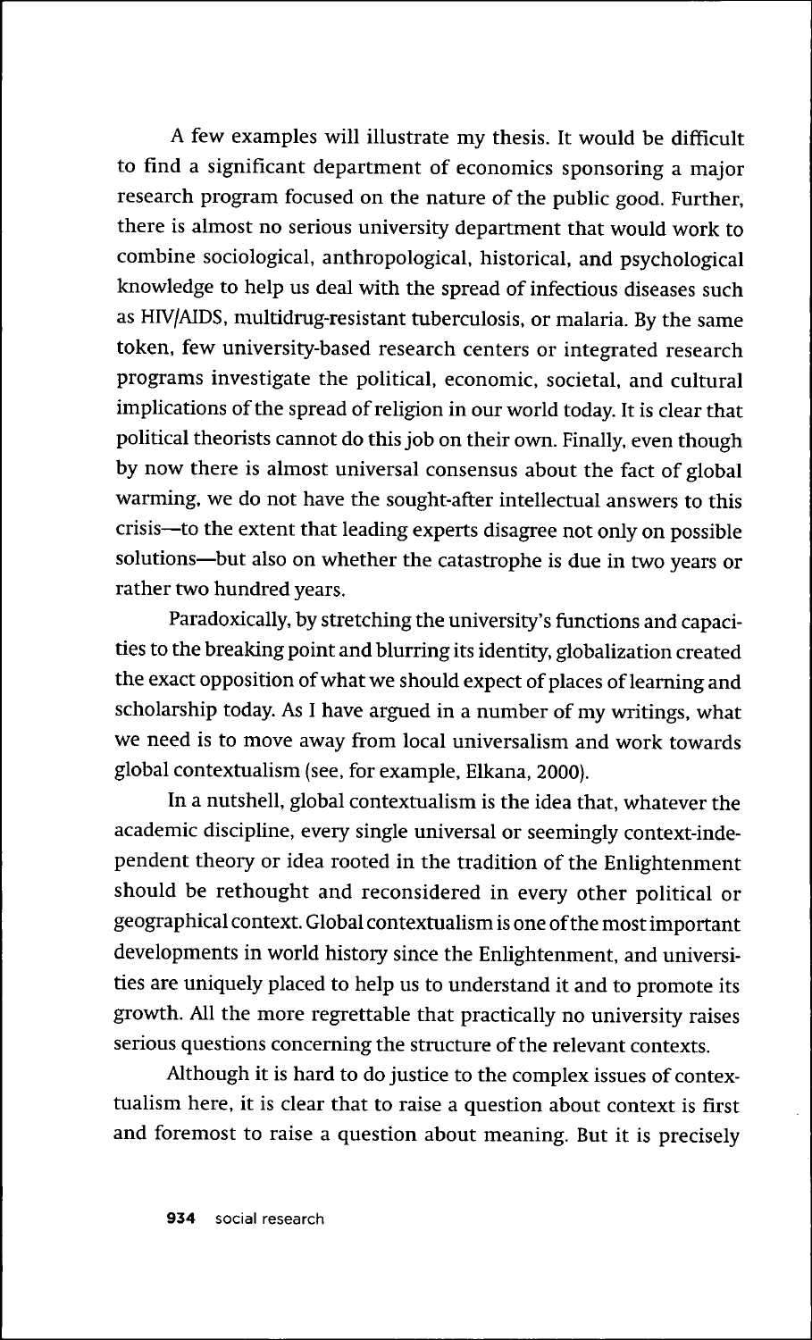A few examples will illustrate my thesis. It would be difficult to find a significant department of economics sponsoring a major research program focused on the nature of the public good. Further, there is almost no serious university department that would work to combine sociological, anthropological, historical, and psychological knowledge to help us deal with the spread of infectious diseases such as HIV/AIDS, multidrug-resistant tuberculosis, or malaria. By the same token, few university-based research centers or integrated research programs investigate the political, economic, societal, and cultural implications of the spread of religion in our world today. It is clear that political theorists cannot do this job on their own. Finally, even though by now there is almost universal consensus about the fact of global warming, we do not have the sought-after intellectual answers to this crisis—to the extent that leading experts disagree not only on possible solutions—but also on whether the catastrophe is due in two years or rather two hundred years.

Paradoxically, by stretching the university's functions and capacities to the breaking point and blurring its identity, globalization created the exact opposition of what we should expect of places of learning and scholarship today. As I have argued in a number of my writings, what we need is to move away from local universalism and work towards global contextualism (see, for example, Elkana, 2000).

In a nutshell, global contextualism is the idea that, whatever the academic discipline, every single universal or seemingly context-independent theory or idea rooted in the tradition of the Enlightenment should be rethought and reconsidered in every other political or geographical context. Global contextualism is one of the most important developments in world history since the Enlightenment, and universities are uniquely placed to help us to understand it and to promote its growth. All the more regrettable that practically no university raises serious questions concerning the structure of the relevant contexts.

Although it is hard to do justice to the complex issues of contextualism here, it is clear that to raise a question about context is first and foremost to raise a question about meaning. But it is precisely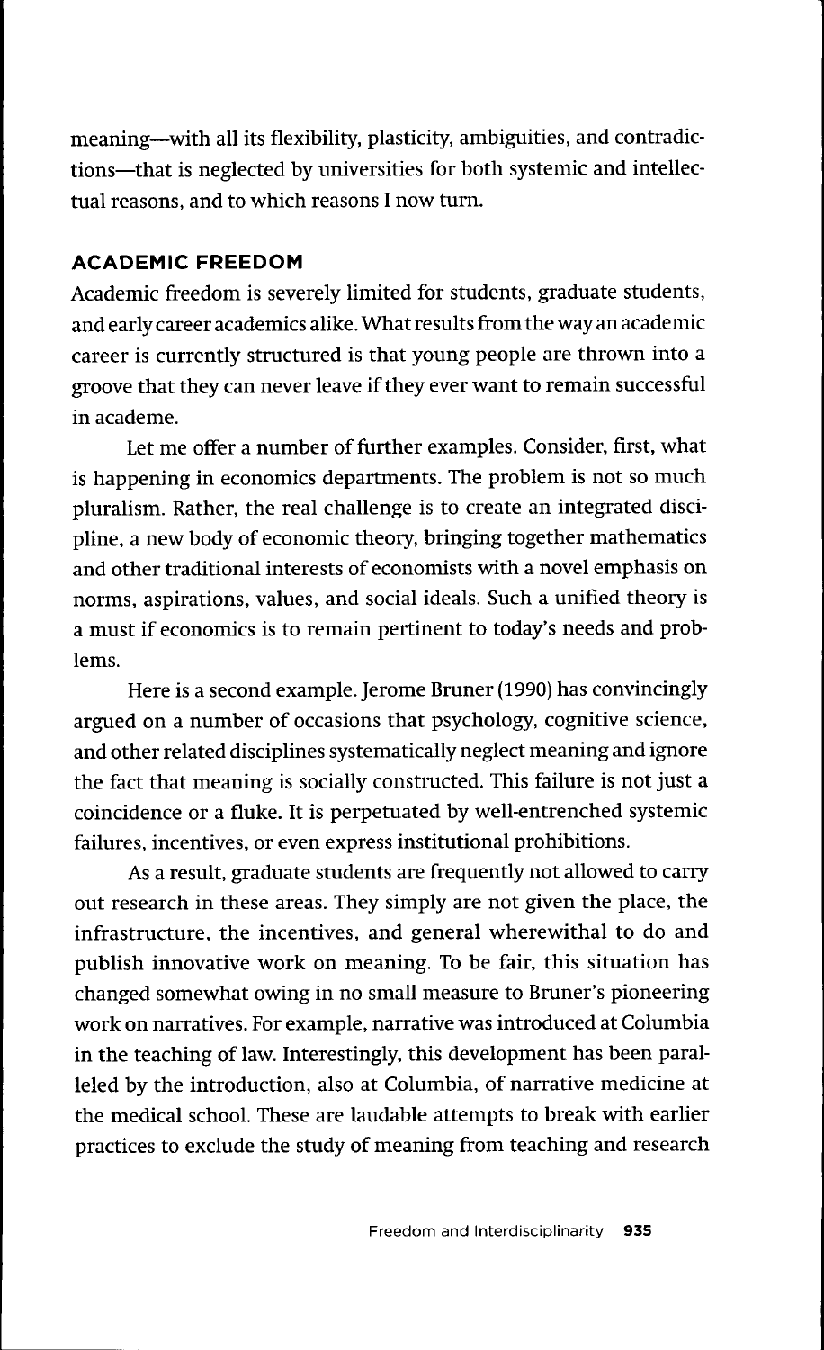meaning—with all its flexibility, plasticity, ambiguities, and contradictions—that is neglected by universities for both systemic and intellectual reasons, and to which reasons I now turn.

## ACADEMIC FREEDOM

Academic freedom is severely limited for students, graduate students, and early career academics alike. What results from the way an academic career is currently structured is that young people are thrown into a groove that they can never leave if they ever want to remain successful in academe.

Let me offer a number of further examples. Consider, first, what is happening in economics departments. The problem is not so much pluralism. Rather, the real challenge is to create an integrated discipline, a new body of economic theory, bringing together mathematics and other traditional interests of economists with a novel emphasis on norms, aspirations, values, and social ideals. Such a unified theory is a must if economics is to remain pertinent to today's needs and problems.

Here is a second example. Jerome Bruner (1990) has convincingly argued on a number of occasions that psychology, cognitive science, and other related disciplines systematically neglect meaning and ignore the fact that meaning is socially constructed. This failure is not just a coincidence or a fluke. It is perpetuated by well-entrenched systemic failures, incentives, or even express institutional prohibitions.

As a result, graduate students are frequently not allowed to carry out research in these areas. They simply are not given the place, the infrastructure, the incentives, and general wherewithal to do and publish innovative work on meaning. To be fair, this situation has changed somewhat owing in no small measure to Bruner's pioneering work on narratives. For example, narrative was introduced at Columbia in the teaching of law. Interestingly, this development has been paralleled by the introduction, also at Columbia, of narrative medicine at the medical school. These are laudable attempts to break with earlier practices to exclude the study of meaning from teaching and research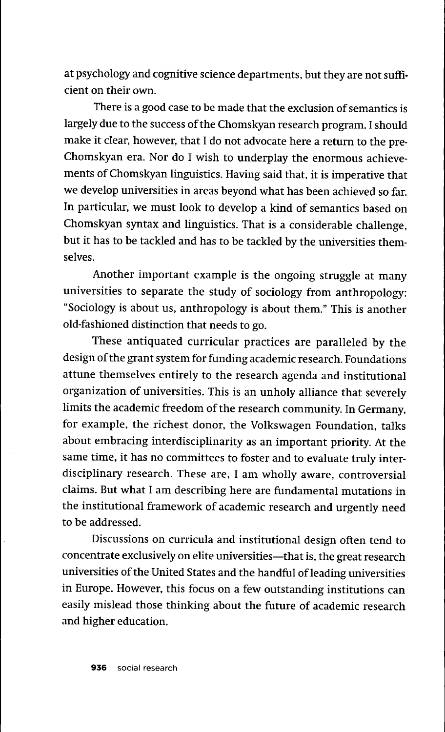at psychology and cognitive science departments, but they are not sufficient on their own.

There is a good case to be made that the exclusion of semantics is largely due to the success of the Chomskyan research program. I should make it clear, however, that I do not advocate here a return to the pre-Chomskyan era. Nor do I wish to underplay the enormous achievements of Chomskyan linguistics. Having said that, it is imperative that we develop universities in areas beyond what has been achieved so far. In particular, we must look to develop a kind of semantics based on Chomskyan syntax and linguistics. That is a considerable challenge, but it has to be tackled and has to be tackled by the universities themselves.

Another important example is the ongoing struggle at many universities to separate the study of sociology from anthropology: "Sociology is about us, anthropology is about them." This is another old-fashioned distinction that needs to go.

These antiquated curricular practices are paralleled by the design of the grant system for funding academic research. Foundations attune themselves entirely to the research agenda and institutional organization of universities. This is an unholy alliance that severely limits the academic freedom of the research community. In Germany, for example, the richest donor, the Volkswagen Foundation, talks about embracing interdisciplinarity as an important priority. At the same time, it has no committees to foster and to evaluate truly interdisciplinary research. These are, I am wholly aware, controversial claims. But what I am describing here are fundamental mutations in the institutional framework of academic research and urgently need to be addressed.

Discussions on curricula and institutional design often tend to concentrate exclusively on elite universities—that is, the great research universities of the United States and the handful of leading universities in Europe. However, this focus on a few outstanding institutions can easily mislead those thinking about the future of academic research and higher education.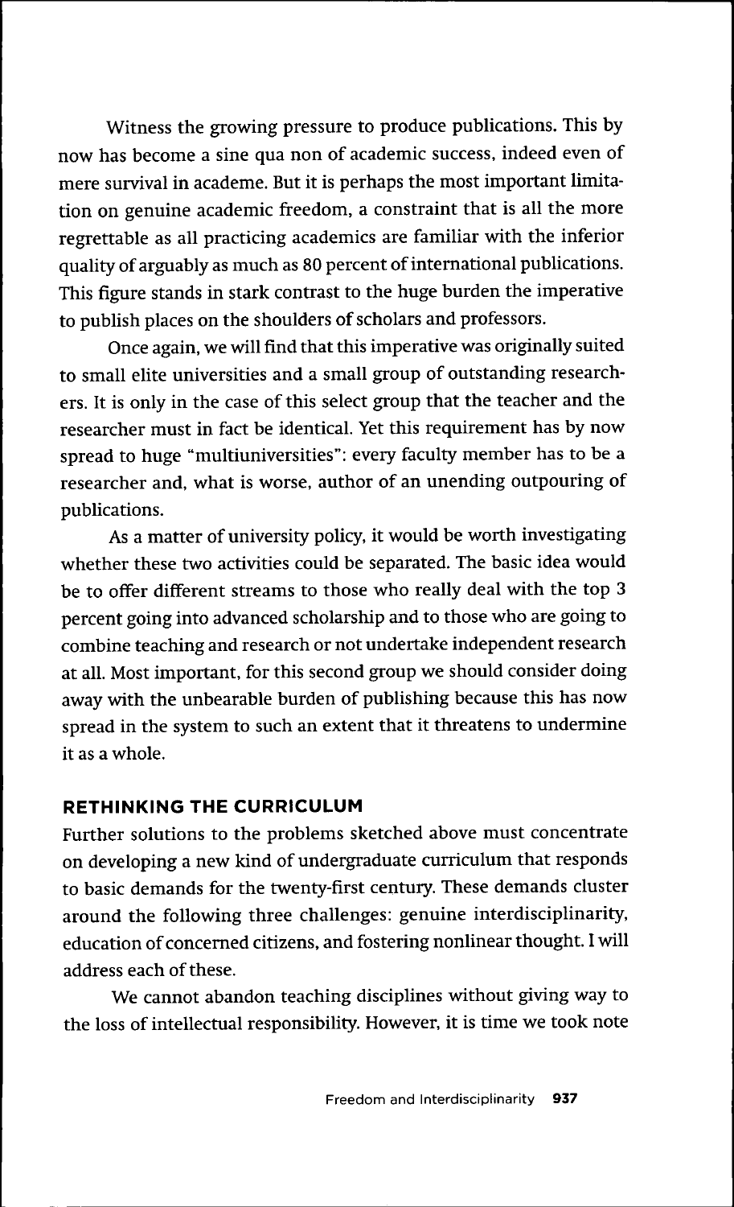Witness the growing pressure to produce publications. This by now has become a sine qua non of academic success, indeed even of mere survival in academe. But it is perhaps the most important limitation on genuine academic freedom, a constraint that is all the more regrettable as all practicing academics are familiar with the inferior quality of arguably as much as 80 percent of international publications. This figure stands in stark contrast to the huge burden the imperative to publish places on the shoulders of scholars and professors.

Once again, we will find that this imperative was originally suited to small elite universities and a small group of outstanding researchers. It is only in the case of this select group that the teacher and the researcher must in fact be identical. Yet this requirement has by now spread to huge "multiuniversities": every faculty member has to be a researcher and, what is worse, author of an unending outpouring of publications.

As a matter of university policy, it would be worth investigating whether these two activities could be separated. The basic idea would be to offer different streams to those who really deal with the top 3 percent going into advanced scholarship and to those who are going to combine teaching and research or not undertake independent research at all. Most important, for this second group we should consider doing away with the unbearable burden of publishing because this has now spread in the system to such an extent that it threatens to undermine it as a whole.

## RETHINKING THE CURRICULUM

Further solutions to the problems sketched above must concentrate on developing a new kind of undergraduate curriculum that responds to basic demands for the twenty-first century. These demands cluster around the following three challenges: genuine interdisciplinarity, education of concerned citizens, and fostering nonlinear thought. I will address each of these.

We cannot abandon teaching disciplines without giving way to the loss of intellectual responsibility. However, it is time we took note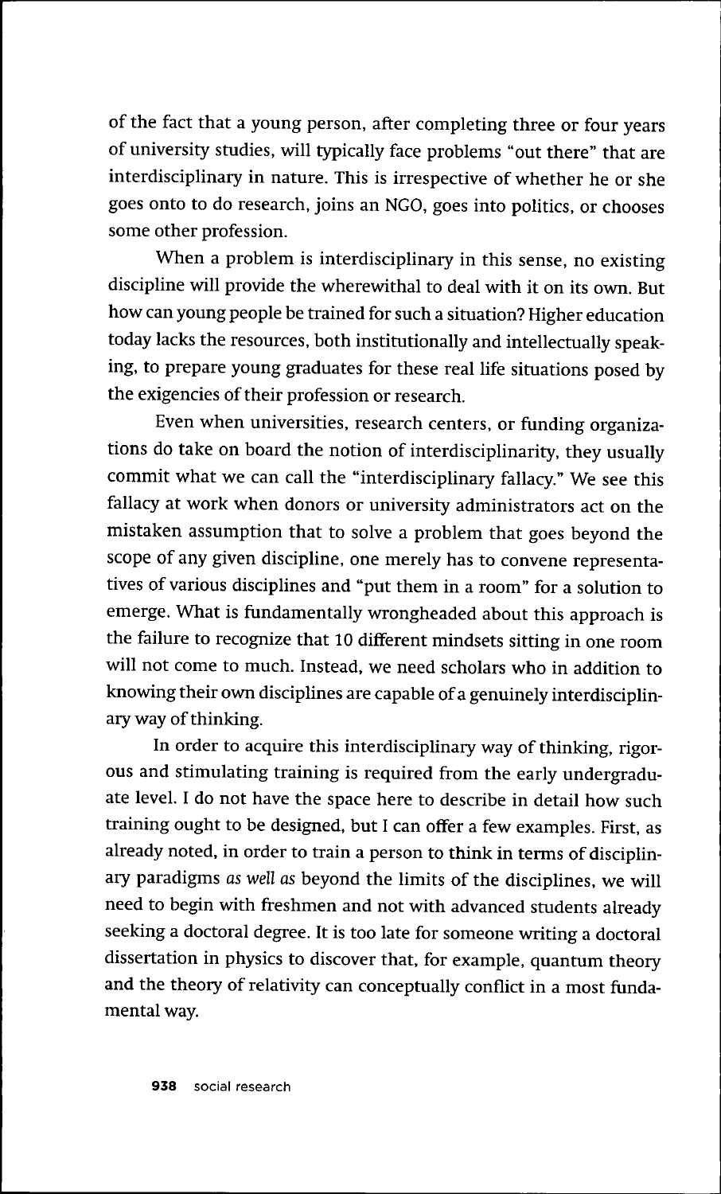of the fact that a young person, after completing three or four years of university studies, will typically face problems "out there" that are interdisciplinary in nature. This is irrespective of whether he or she goes onto to do research, joins an NGO, goes into politics, or chooses some other profession.

When a problem is interdisciplinary in this sense, no existing discipline will provide the wherewithal to deal with it on its own. But how can young people be trained for such a situation? Higher education today lacks the resources, both institutionally and intellectually speaking, to prepare young graduates for these real life situations posed by the exigencies of their profession or research.

Even when universities, research centers, or funding organizations do take on board the notion of interdisciplinarity, they usually commit what we can call the "interdisciplinary fallacy." We see this fallacy at work when donors or university administrators act on the mistaken assumption that to solve a problem that goes beyond the scope of any given discipline, one merely has to convene representatives of various disciplines and "put them in a room" for a solution to emerge. What is fundamentally wrongheaded about this approach is the failure to recognize that 10 different mindsets sitting in one room will not come to much. Instead, we need scholars who in addition to knowing their own disciplines are capable of a genuinely interdisciplinary way of thinking.

In order to acquire this interdisciplinary way of thinking, rigorous and stimulating training is required from the early undergraduate level. I do not have the space here to describe in detail how such training ought to be designed, but I can offer a few examples. First, as already noted, in order to train a person to think in terms of disciplinary paradigms *as well as* beyond the limits of the disciplines, we will need to begin with freshmen and not with advanced students already seeking a doctoral degree. It is too late for someone writing a doctoral dissertation in physics to discover that, for example, quantum theory and the theory of relativity can conceptually conflict in a most fundamental way.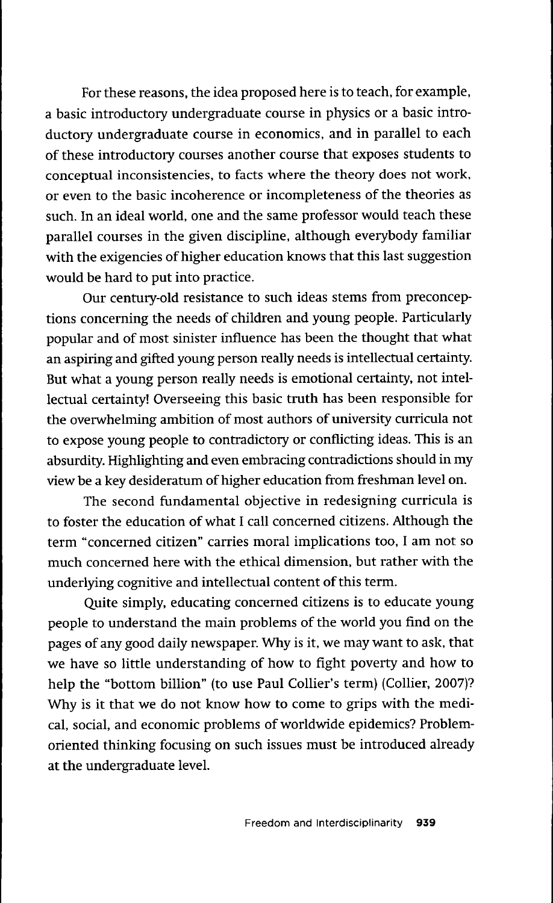For these reasons, the idea proposed here is to teach, for example, a basic introductory undergraduate course in physics or a basic introductory undergraduate course in economics, and in parallel to each of these introductory courses another course that exposes students to conceptual inconsistencies, to facts where the theory does not work, or even to the basic incoherence or incompleteness of the theories as such. In an ideal world, one and the same professor would teach these parallel courses in the given discipline, although everybody familiar with the exigencies of higher education knows that this last suggestion would be hard to put into practice.

Our century-old resistance to such ideas stems from preconceptions concerning the needs of children and young people. Particularly popular and of most sinister influence has been the thought that what an aspiring and gifted young person really needs is intellectual certainty. But what a young person really needs is emotional certainty, not intellectual certainty! Overseeing this basic truth has been responsible for the overwhelming ambition of most authors of university curricula not to expose young people to contradictory or conflicting ideas. This is an absurdity. Highlighting and even embracing contradictions should in my view be a key desideratum of higher education from freshman level on.

The second fundamental objective in redesigning curricula is to foster the education of what I call concerned citizens. Although the term "concerned citizen" carries moral implications too, I am not so much concerned here with the ethical dimension, but rather with the underlying cognitive and intellectual content of this term.

Quite simply, educating concerned citizens is to educate young people to understand the main problems of the world you find on the pages of any good daily newspaper. Why is it, we may want to ask, that we have so little understanding of how to fight poverty and how to help the "bottom billion" (to use Paul Collier's term) (Collier, 2007)? Why is it that we do not know how to come to grips with the medical, social, and economic problems of worldwide epidemics? Problem-oriented thinking focusing on such issues must be introduced already at the undergraduate level.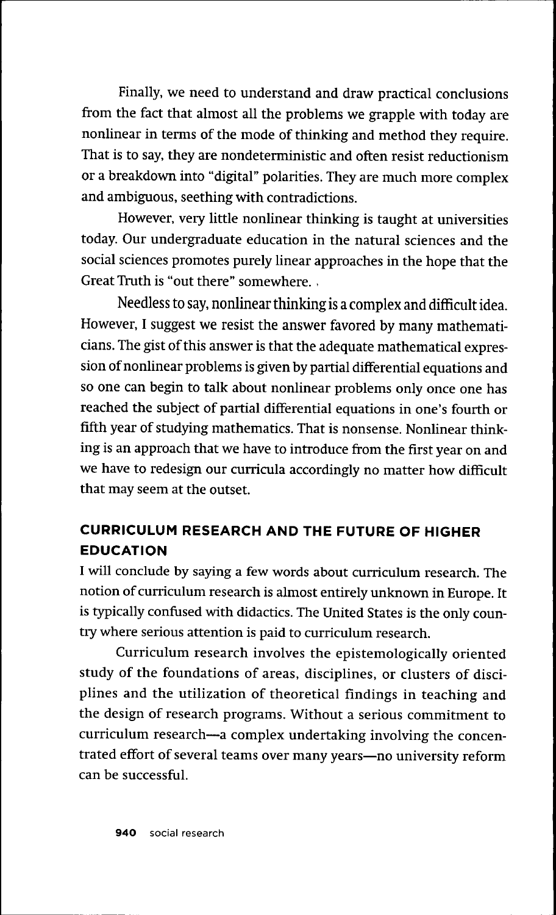Finally, we need to understand and draw practical conclusions from the fact that almost all the problems we grapple with today are nonlinear in terms of the mode of thinking and method they require. That is to say, they are nondeterministic and often resist reductionism or a breakdown into "digital" polarities. They are much more complex and ambiguous, seething with contradictions.

However, very little nonlinear thinking is taught at universities today. Our undergraduate education in the natural sciences and the social sciences promotes purely linear approaches in the hope that the Great Truth is "out there" somewhere.

Needless to say, nonlinear thinking is a complex and difficult idea. However, I suggest we resist the answer favored by many mathematicians. The gist of this answer is that the adequate mathematical expression of nonlinear problems is given by partial differential equations and so one can begin to talk about nonlinear problems only once one has reached the subject of partial differential equations in one's fourth or fifth year of studying mathematics. That is nonsense. Nonlinear thinking is an approach that we have to introduce from the first year on and we have to redesign our curricula accordingly no matter how difficult that may seem at the outset.

## CURRICULUM RESEARCH AND THE FUTURE OF HIGHER EDUCATION

I will conclude by saying a few words about curriculum research. The notion of curriculum research is almost entirely unknown in Europe. It is typically confused with didactics. The United States is the only country where serious attention is paid to curriculum research.

Curriculum research involves the epistemologically oriented study of the foundations of areas, disciplines, or clusters of disciplines and the utilization of theoretical findings in teaching and the design of research programs. Without a serious commitment to curriculum research—a complex undertaking involving the concentrated effort of several teams over many years—no university reform can be successful.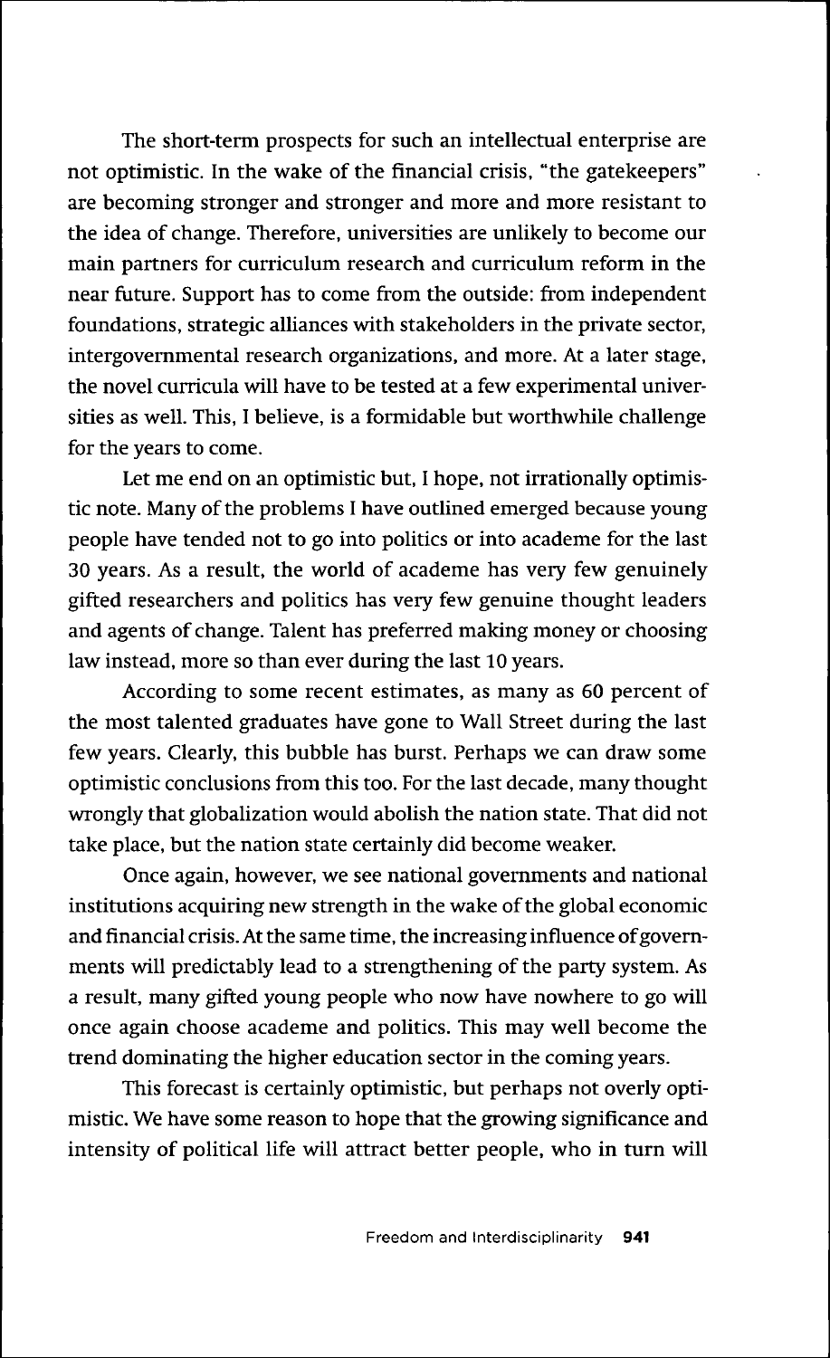The short-term prospects for such an intellectual enterprise are not optimistic. In the wake of the financial crisis, "the gatekeepers" are becoming stronger and stronger and more and more resistant to the idea of change. Therefore, universities are unlikely to become our main partners for curriculum research and curriculum reform in the near future. Support has to come from the outside: from independent foundations, strategic alliances with stakeholders in the private sector, intergovernmental research organizations, and more. At a later stage, the novel curricula will have to be tested at a few experimental universities as well. This, I believe, is a formidable but worthwhile challenge for the years to come.

Let me end on an optimistic but, I hope, not irrationally optimistic note. Many of the problems I have outlined emerged because young people have tended not to go into politics or into academe for the last 30 years. As a result, the world of academe has very few genuinely gifted researchers and politics has very few genuine thought leaders and agents of change. Talent has preferred making money or choosing law instead, more so than ever during the last 10 years.

According to some recent estimates, as many as 60 percent of the most talented graduates have gone to Wall Street during the last few years. Clearly, this bubble has burst. Perhaps we can draw some optimistic conclusions from this too. For the last decade, many thought wrongly that globalization would abolish the nation state. That did not take place, but the nation state certainly did become weaker.

Once again, however, we see national governments and national institutions acquiring new strength in the wake of the global economic and financial crisis. At the same time, the increasing influence of governments will predictably lead to a strengthening of the party system. As a result, many gifted young people who now have nowhere to go will once again choose academe and politics. This may well become the trend dominating the higher education sector in the coming years.

This forecast is certainly optimistic, but perhaps not overly optimistic. We have some reason to hope that the growing significance and intensity of political life will attract better people, who in turn will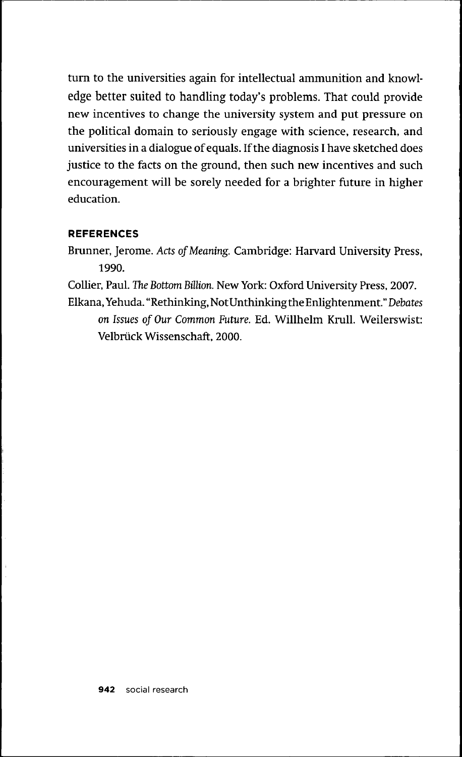turn to the universities again for intellectual ammunition and knowledge better suited to handling today's problems. That could provide new incentives to change the university system and put pressure on the political domain to seriously engage with science, research, and universities in a dialogue of equals. If the diagnosis I have sketched does justice to the facts on the ground, then such new incentives and such encouragement will be sorely needed for a brighter future in higher education.

## REFERENCES

Brunner, Jerome. *Acts of Meaning.* Cambridge: Harvard University Press, 1990.

Collier, Paul. *The Bottom Billion.* New York: Oxford University Press, 2007.

Elkana, Yehuda. "Rethinking, Not Unthinking the Enlightenment." *Debates on Issues of Our Common Future.* Ed. Willhelm Krull. Weilerswist: Velbrück Wissenschaft, 2000.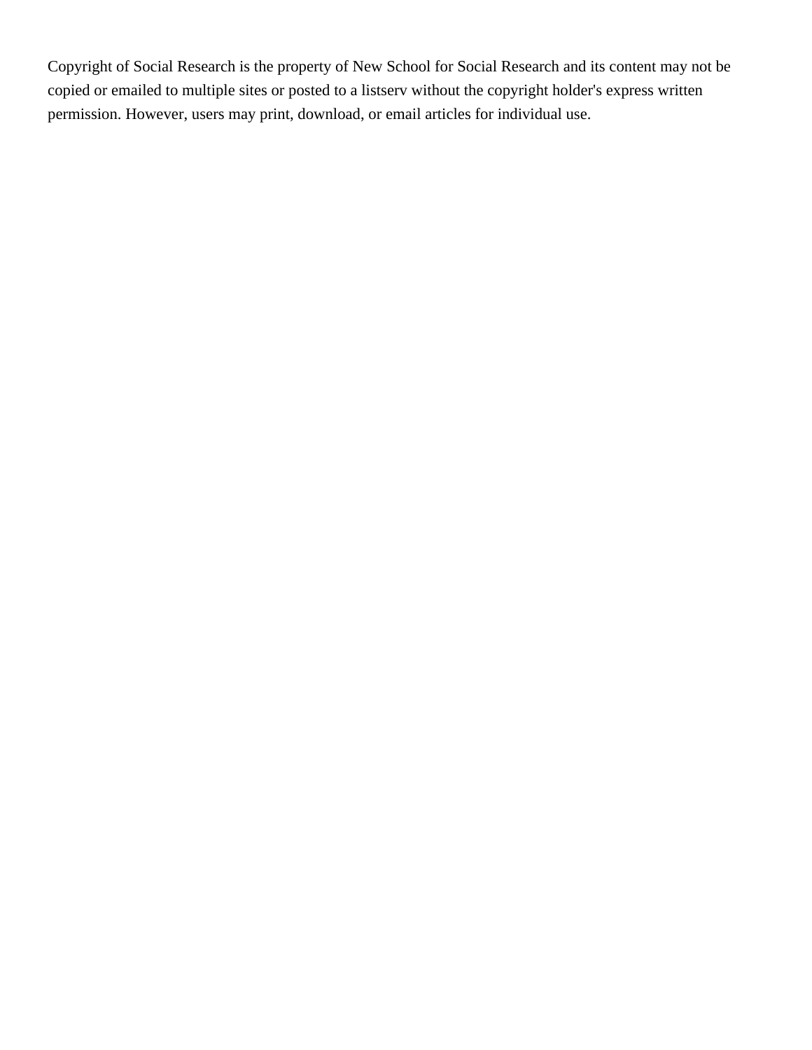Copyright of Social Research is the property of New School for Social Research and its content may not be copied or emailed to multiple sites or posted to a listserv without the copyright holder's express written permission. However, users may print, download, or email articles for individual use.